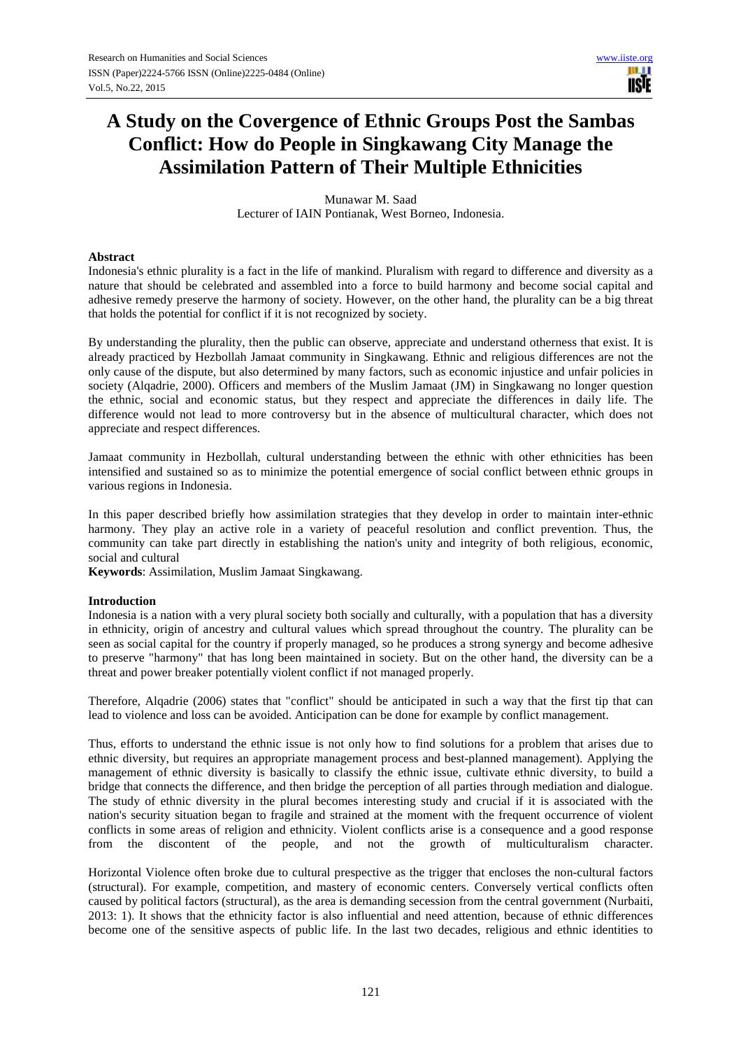# A Study on the Covergence of Ethnic Groups Post the Sambas Conflict: How do People in Singkawang City Manage the Assimilation Pattern of Their Multiple Ethnicities

Munawar M. Saad
Lecturer of IAIN Pontianak, West Borneo, Indonesia.

## Abstract

Indonesia's ethnic plurality is a fact in the life of mankind. Pluralism with regard to difference and diversity as a nature that should be celebrated and assembled into a force to build harmony and become social capital and adhesive remedy preserve the harmony of society. However, on the other hand, the plurality can be a big threat that holds the potential for conflict if it is not recognized by society.

By understanding the plurality, then the public can observe, appreciate and understand otherness that exist. It is already practiced by Hezbollah Jamaat community in Singkawang. Ethnic and religious differences are not the only cause of the dispute, but also determined by many factors, such as economic injustice and unfair policies in society (Alqadrie, 2000). Officers and members of the Muslim Jamaat (JM) in Singkawang no longer question the ethnic, social and economic status, but they respect and appreciate the differences in daily life. The difference would not lead to more controversy but in the absence of multicultural character, which does not appreciate and respect differences.

Jamaat community in Hezbollah, cultural understanding between the ethnic with other ethnicities has been intensified and sustained so as to minimize the potential emergence of social conflict between ethnic groups in various regions in Indonesia.

In this paper described briefly how assimilation strategies that they develop in order to maintain inter-ethnic harmony. They play an active role in a variety of peaceful resolution and conflict prevention. Thus, the community can take part directly in establishing the nation's unity and integrity of both religious, economic, social and cultural

**Keywords**: Assimilation, Muslim Jamaat Singkawang.

## Introduction

Indonesia is a nation with a very plural society both socially and culturally, with a population that has a diversity in ethnicity, origin of ancestry and cultural values which spread throughout the country. The plurality can be seen as social capital for the country if properly managed, so he produces a strong synergy and become adhesive to preserve "harmony" that has long been maintained in society. But on the other hand, the diversity can be a threat and power breaker potentially violent conflict if not managed properly.

Therefore, Alqadrie (2006) states that "conflict" should be anticipated in such a way that the first tip that can lead to violence and loss can be avoided. Anticipation can be done for example by conflict management.

Thus, efforts to understand the ethnic issue is not only how to find solutions for a problem that arises due to ethnic diversity, but requires an appropriate management process and best-planned management). Applying the management of ethnic diversity is basically to classify the ethnic issue, cultivate ethnic diversity, to build a bridge that connects the difference, and then bridge the perception of all parties through mediation and dialogue. The study of ethnic diversity in the plural becomes interesting study and crucial if it is associated with the nation's security situation began to fragile and strained at the moment with the frequent occurrence of violent conflicts in some areas of religion and ethnicity. Violent conflicts arise is a consequence and a good response from the discontent of the people, and not the growth of multiculturalism character.

Horizontal Violence often broke due to cultural prespective as the trigger that encloses the non-cultural factors (structural). For example, competition, and mastery of economic centers. Conversely vertical conflicts often caused by political factors (structural), as the area is demanding secession from the central government (Nurbaiti, 2013: 1). It shows that the ethnicity factor is also influential and need attention, because of ethnic differences become one of the sensitive aspects of public life. In the last two decades, religious and ethnic identities to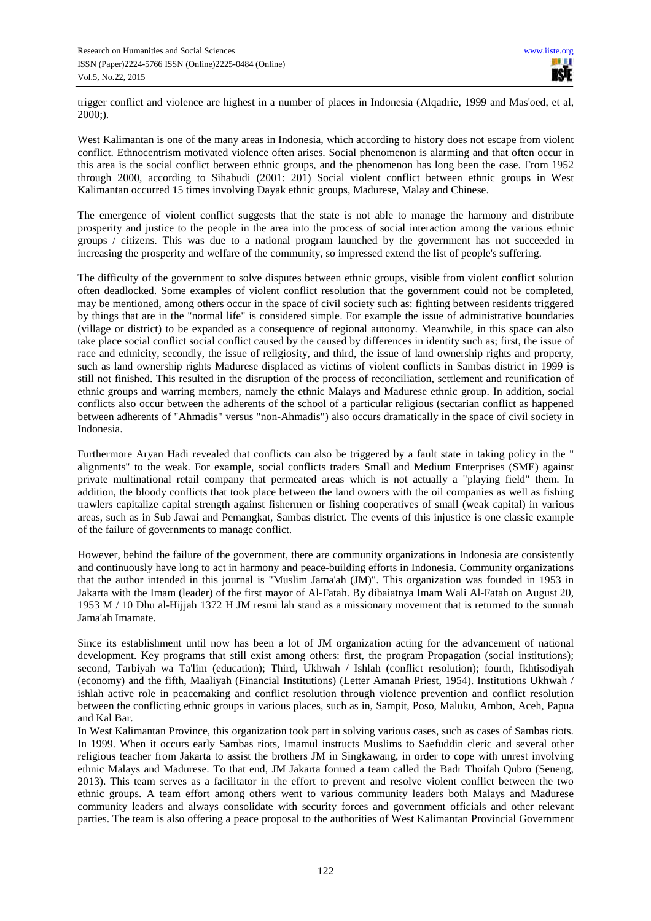trigger conflict and violence are highest in a number of places in Indonesia (Alqadrie, 1999 and Mas'oed, et al, 2000;).

West Kalimantan is one of the many areas in Indonesia, which according to history does not escape from violent conflict. Ethnocentrism motivated violence often arises. Social phenomenon is alarming and that often occur in this area is the social conflict between ethnic groups, and the phenomenon has long been the case. From 1952 through 2000, according to Sihabudi (2001: 201) Social violent conflict between ethnic groups in West Kalimantan occurred 15 times involving Dayak ethnic groups, Madurese, Malay and Chinese.

The emergence of violent conflict suggests that the state is not able to manage the harmony and distribute prosperity and justice to the people in the area into the process of social interaction among the various ethnic groups / citizens. This was due to a national program launched by the government has not succeeded in increasing the prosperity and welfare of the community, so impressed extend the list of people's suffering.

The difficulty of the government to solve disputes between ethnic groups, visible from violent conflict solution often deadlocked. Some examples of violent conflict resolution that the government could not be completed, may be mentioned, among others occur in the space of civil society such as: fighting between residents triggered by things that are in the "normal life" is considered simple. For example the issue of administrative boundaries (village or district) to be expanded as a consequence of regional autonomy. Meanwhile, in this space can also take place social conflict social conflict caused by the caused by differences in identity such as; first, the issue of race and ethnicity, secondly, the issue of religiosity, and third, the issue of land ownership rights and property, such as land ownership rights Madurese displaced as victims of violent conflicts in Sambas district in 1999 is still not finished. This resulted in the disruption of the process of reconciliation, settlement and reunification of ethnic groups and warring members, namely the ethnic Malays and Madurese ethnic group. In addition, social conflicts also occur between the adherents of the school of a particular religious (sectarian conflict as happened between adherents of "Ahmadis" versus "non-Ahmadis") also occurs dramatically in the space of civil society in Indonesia.

Furthermore Aryan Hadi revealed that conflicts can also be triggered by a fault state in taking policy in the " alignments" to the weak. For example, social conflicts traders Small and Medium Enterprises (SME) against private multinational retail company that permeated areas which is not actually a "playing field" them. In addition, the bloody conflicts that took place between the land owners with the oil companies as well as fishing trawlers capitalize capital strength against fishermen or fishing cooperatives of small (weak capital) in various areas, such as in Sub Jawai and Pemangkat, Sambas district. The events of this injustice is one classic example of the failure of governments to manage conflict.

However, behind the failure of the government, there are community organizations in Indonesia are consistently and continuously have long to act in harmony and peace-building efforts in Indonesia. Community organizations that the author intended in this journal is "Muslim Jama'ah (JM)". This organization was founded in 1953 in Jakarta with the Imam (leader) of the first mayor of Al-Fatah. By dibaiatnya Imam Wali Al-Fatah on August 20, 1953 M / 10 Dhu al-Hijjah 1372 H JM resmi lah stand as a missionary movement that is returned to the sunnah Jama'ah Imamate.

Since its establishment until now has been a lot of JM organization acting for the advancement of national development. Key programs that still exist among others: first, the program Propagation (social institutions); second, Tarbiyah wa Ta'lim (education); Third, Ukhwah / Ishlah (conflict resolution); fourth, Ikhtisodiyah (economy) and the fifth, Maaliyah (Financial Institutions) (Letter Amanah Priest, 1954). Institutions Ukhwah / ishlah active role in peacemaking and conflict resolution through violence prevention and conflict resolution between the conflicting ethnic groups in various places, such as in, Sampit, Poso, Maluku, Ambon, Aceh, Papua and Kal Bar.

In West Kalimantan Province, this organization took part in solving various cases, such as cases of Sambas riots. In 1999. When it occurs early Sambas riots, Imamul instructs Muslims to Saefuddin cleric and several other religious teacher from Jakarta to assist the brothers JM in Singkawang, in order to cope with unrest involving ethnic Malays and Madurese. To that end, JM Jakarta formed a team called the Badr Thoifah Qubro (Seneng, 2013). This team serves as a facilitator in the effort to prevent and resolve violent conflict between the two ethnic groups. A team effort among others went to various community leaders both Malays and Madurese community leaders and always consolidate with security forces and government officials and other relevant parties. The team is also offering a peace proposal to the authorities of West Kalimantan Provincial Government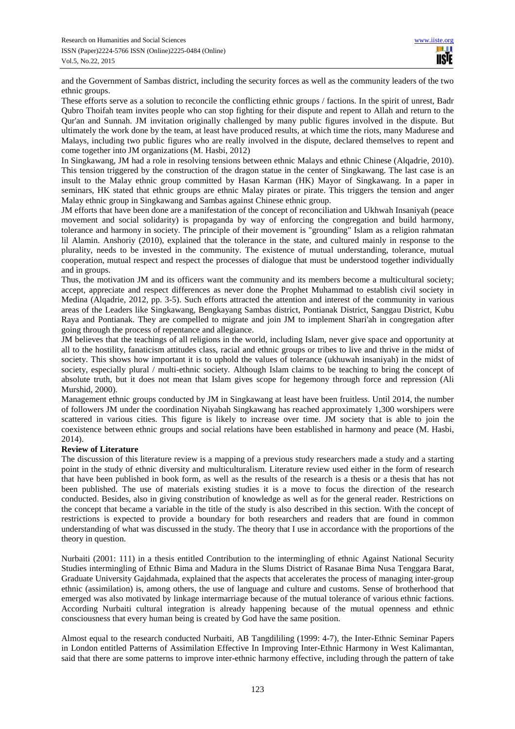and the Government of Sambas district, including the security forces as well as the community leaders of the two ethnic groups.

These efforts serve as a solution to reconcile the conflicting ethnic groups / factions. In the spirit of unrest, Badr Qubro Thoifah team invites people who can stop fighting for their dispute and repent to Allah and return to the Qur'an and Sunnah. JM invitation originally challenged by many public figures involved in the dispute. But ultimately the work done by the team, at least have produced results, at which time the riots, many Madurese and Malays, including two public figures who are really involved in the dispute, declared themselves to repent and come together into JM organizations (M. Hasbi, 2012)

In Singkawang, JM had a role in resolving tensions between ethnic Malays and ethnic Chinese (Alqadrie, 2010). This tension triggered by the construction of the dragon statue in the center of Singkawang. The last case is an insult to the Malay ethnic group committed by Hasan Karman (HK) Mayor of Singkawang. In a paper in seminars, HK stated that ethnic groups are ethnic Malay pirates or pirate. This triggers the tension and anger Malay ethnic group in Singkawang and Sambas against Chinese ethnic group.

JM efforts that have been done are a manifestation of the concept of reconciliation and Ukhwah Insaniyah (peace movement and social solidarity) is propaganda by way of enforcing the congregation and build harmony, tolerance and harmony in society. The principle of their movement is "grounding" Islam as a religion rahmatan lil Alamin. Anshoriy (2010), explained that the tolerance in the state, and cultured mainly in response to the plurality, needs to be invested in the community. The existence of mutual understanding, tolerance, mutual cooperation, mutual respect and respect the processes of dialogue that must be understood together individually and in groups.

Thus, the motivation JM and its officers want the community and its members become a multicultural society; accept, appreciate and respect differences as never done the Prophet Muhammad to establish civil society in Medina (Alqadrie, 2012, pp. 3-5). Such efforts attracted the attention and interest of the community in various areas of the Leaders like Singkawang, Bengkayang Sambas district, Pontianak District, Sanggau District, Kubu Raya and Pontianak. They are compelled to migrate and join JM to implement Shari'ah in congregation after going through the process of repentance and allegiance.

JM believes that the teachings of all religions in the world, including Islam, never give space and opportunity at all to the hostility, fanaticism attitudes class, racial and ethnic groups or tribes to live and thrive in the midst of society. This shows how important it is to uphold the values of tolerance (ukhuwah insaniyah) in the midst of society, especially plural / multi-ethnic society. Although Islam claims to be teaching to bring the concept of absolute truth, but it does not mean that Islam gives scope for hegemony through force and repression (Ali Murshid, 2000).

Management ethnic groups conducted by JM in Singkawang at least have been fruitless. Until 2014, the number of followers JM under the coordination Niyabah Singkawang has reached approximately 1,300 worshipers were scattered in various cities. This figure is likely to increase over time. JM society that is able to join the coexistence between ethnic groups and social relations have been established in harmony and peace (M. Hasbi, 2014).

**Review of Literature**

The discussion of this literature review is a mapping of a previous study researchers made a study and a starting point in the study of ethnic diversity and multiculturalism. Literature review used either in the form of research that have been published in book form, as well as the results of the research is a thesis or a thesis that has not been published. The use of materials existing studies it is a move to focus the direction of the research conducted. Besides, also in giving constribution of knowledge as well as for the general reader. Restrictions on the concept that became a variable in the title of the study is also described in this section. With the concept of restrictions is expected to provide a boundary for both researchers and readers that are found in common understanding of what was discussed in the study. The theory that I use in accordance with the proportions of the theory in question.

Nurbaiti (2001: 111) in a thesis entitled Contribution to the intermingling of ethnic Against National Security Studies intermingling of Ethnic Bima and Madura in the Slums District of Rasanae Bima Nusa Tenggara Barat, Graduate University Gajdahmada, explained that the aspects that accelerates the process of managing inter-group ethnic (assimilation) is, among others, the use of language and culture and customs. Sense of brotherhood that emerged was also motivated by linkage intermarriage because of the mutual tolerance of various ethnic factions. According Nurbaiti cultural integration is already happening because of the mutual openness and ethnic consciousness that every human being is created by God have the same position.

Almost equal to the research conducted Nurbaiti, AB Tangdililing (1999: 4-7), the Inter-Ethnic Seminar Papers in London entitled Patterns of Assimilation Effective In Improving Inter-Ethnic Harmony in West Kalimantan, said that there are some patterns to improve inter-ethnic harmony effective, including through the pattern of take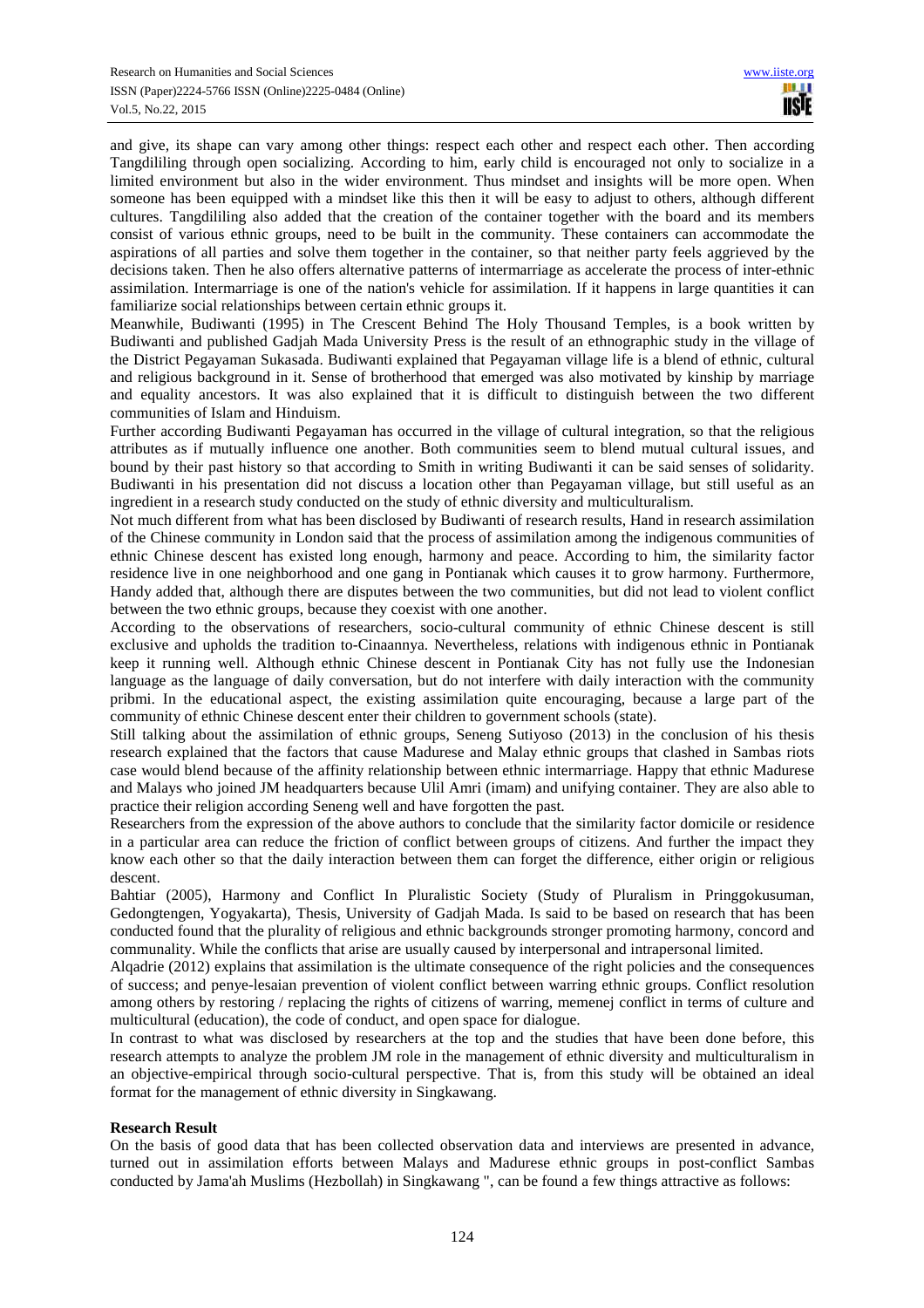and give, its shape can vary among other things: respect each other and respect each other. Then according Tangdililing through open socializing. According to him, early child is encouraged not only to socialize in a limited environment but also in the wider environment. Thus mindset and insights will be more open. When someone has been equipped with a mindset like this then it will be easy to adjust to others, although different cultures. Tangdililing also added that the creation of the container together with the board and its members consist of various ethnic groups, need to be built in the community. These containers can accommodate the aspirations of all parties and solve them together in the container, so that neither party feels aggrieved by the decisions taken. Then he also offers alternative patterns of intermarriage as accelerate the process of inter-ethnic assimilation. Intermarriage is one of the nation's vehicle for assimilation. If it happens in large quantities it can familiarize social relationships between certain ethnic groups it.

Meanwhile, Budiwanti (1995) in The Crescent Behind The Holy Thousand Temples, is a book written by Budiwanti and published Gadjah Mada University Press is the result of an ethnographic study in the village of the District Pegayaman Sukasada. Budiwanti explained that Pegayaman village life is a blend of ethnic, cultural and religious background in it. Sense of brotherhood that emerged was also motivated by kinship by marriage and equality ancestors. It was also explained that it is difficult to distinguish between the two different communities of Islam and Hinduism.

Further according Budiwanti Pegayaman has occurred in the village of cultural integration, so that the religious attributes as if mutually influence one another. Both communities seem to blend mutual cultural issues, and bound by their past history so that according to Smith in writing Budiwanti it can be said senses of solidarity. Budiwanti in his presentation did not discuss a location other than Pegayaman village, but still useful as an ingredient in a research study conducted on the study of ethnic diversity and multiculturalism.

Not much different from what has been disclosed by Budiwanti of research results, Hand in research assimilation of the Chinese community in London said that the process of assimilation among the indigenous communities of ethnic Chinese descent has existed long enough, harmony and peace. According to him, the similarity factor residence live in one neighborhood and one gang in Pontianak which causes it to grow harmony. Furthermore, Handy added that, although there are disputes between the two communities, but did not lead to violent conflict between the two ethnic groups, because they coexist with one another.

According to the observations of researchers, socio-cultural community of ethnic Chinese descent is still exclusive and upholds the tradition to-Cinaannya. Nevertheless, relations with indigenous ethnic in Pontianak keep it running well. Although ethnic Chinese descent in Pontianak City has not fully use the Indonesian language as the language of daily conversation, but do not interfere with daily interaction with the community pribmi. In the educational aspect, the existing assimilation quite encouraging, because a large part of the community of ethnic Chinese descent enter their children to government schools (state).

Still talking about the assimilation of ethnic groups, Seneng Sutiyoso (2013) in the conclusion of his thesis research explained that the factors that cause Madurese and Malay ethnic groups that clashed in Sambas riots case would blend because of the affinity relationship between ethnic intermarriage. Happy that ethnic Madurese and Malays who joined JM headquarters because Ulil Amri (imam) and unifying container. They are also able to practice their religion according Seneng well and have forgotten the past.

Researchers from the expression of the above authors to conclude that the similarity factor domicile or residence in a particular area can reduce the friction of conflict between groups of citizens. And further the impact they know each other so that the daily interaction between them can forget the difference, either origin or religious descent.

Bahtiar (2005), Harmony and Conflict In Pluralistic Society (Study of Pluralism in Pringgokusuman, Gedongtengen, Yogyakarta), Thesis, University of Gadjah Mada. Is said to be based on research that has been conducted found that the plurality of religious and ethnic backgrounds stronger promoting harmony, concord and communality. While the conflicts that arise are usually caused by interpersonal and intrapersonal limited.

Alqadrie (2012) explains that assimilation is the ultimate consequence of the right policies and the consequences of success; and penye-lesaian prevention of violent conflict between warring ethnic groups. Conflict resolution among others by restoring / replacing the rights of citizens of warring, memenej conflict in terms of culture and multicultural (education), the code of conduct, and open space for dialogue.

In contrast to what was disclosed by researchers at the top and the studies that have been done before, this research attempts to analyze the problem JM role in the management of ethnic diversity and multiculturalism in an objective-empirical through socio-cultural perspective. That is, from this study will be obtained an ideal format for the management of ethnic diversity in Singkawang.

**Research Result**

On the basis of good data that has been collected observation data and interviews are presented in advance, turned out in assimilation efforts between Malays and Madurese ethnic groups in post-conflict Sambas conducted by Jama'ah Muslims (Hezbollah) in Singkawang ", can be found a few things attractive as follows: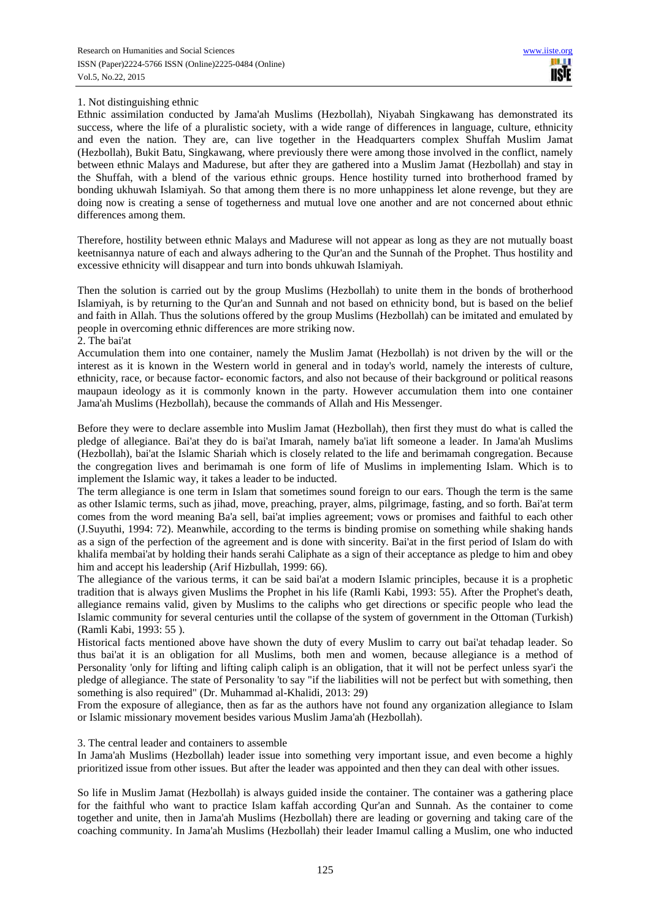1. Not distinguishing ethnic

Ethnic assimilation conducted by Jama'ah Muslims (Hezbollah), Niyabah Singkawang has demonstrated its success, where the life of a pluralistic society, with a wide range of differences in language, culture, ethnicity and even the nation. They are, can live together in the Headquarters complex Shuffah Muslim Jamat (Hezbollah), Bukit Batu, Singkawang, where previously there were among those involved in the conflict, namely between ethnic Malays and Madurese, but after they are gathered into a Muslim Jamat (Hezbollah) and stay in the Shuffah, with a blend of the various ethnic groups. Hence hostility turned into brotherhood framed by bonding ukhuwah Islamiyah. So that among them there is no more unhappiness let alone revenge, but they are doing now is creating a sense of togetherness and mutual love one another and are not concerned about ethnic differences among them.

Therefore, hostility between ethnic Malays and Madurese will not appear as long as they are not mutually boast keetnisannya nature of each and always adhering to the Qur'an and the Sunnah of the Prophet. Thus hostility and excessive ethnicity will disappear and turn into bonds uhkuwah Islamiyah.

Then the solution is carried out by the group Muslims (Hezbollah) to unite them in the bonds of brotherhood Islamiyah, is by returning to the Qur'an and Sunnah and not based on ethnicity bond, but is based on the belief and faith in Allah. Thus the solutions offered by the group Muslims (Hezbollah) can be imitated and emulated by people in overcoming ethnic differences are more striking now.

2. The bai'at

Accumulation them into one container, namely the Muslim Jamat (Hezbollah) is not driven by the will or the interest as it is known in the Western world in general and in today's world, namely the interests of culture, ethnicity, race, or because factor- economic factors, and also not because of their background or political reasons maupaun ideology as it is commonly known in the party. However accumulation them into one container Jama'ah Muslims (Hezbollah), because the commands of Allah and His Messenger.

Before they were to declare assemble into Muslim Jamat (Hezbollah), then first they must do what is called the pledge of allegiance. Bai'at they do is bai'at Imarah, namely ba'iat lift someone a leader. In Jama'ah Muslims (Hezbollah), bai'at the Islamic Shariah which is closely related to the life and berimamah congregation. Because the congregation lives and berimamah is one form of life of Muslims in implementing Islam. Which is to implement the Islamic way, it takes a leader to be inducted.

The term allegiance is one term in Islam that sometimes sound foreign to our ears. Though the term is the same as other Islamic terms, such as jihad, move, preaching, prayer, alms, pilgrimage, fasting, and so forth. Bai'at term comes from the word meaning Ba'a sell, bai'at implies agreement; vows or promises and faithful to each other (J.Suyuthi, 1994: 72). Meanwhile, according to the terms is binding promise on something while shaking hands as a sign of the perfection of the agreement and is done with sincerity. Bai'at in the first period of Islam do with khalifa membai'at by holding their hands serahi Caliphate as a sign of their acceptance as pledge to him and obey him and accept his leadership (Arif Hizbullah, 1999: 66).

The allegiance of the various terms, it can be said bai'at a modern Islamic principles, because it is a prophetic tradition that is always given Muslims the Prophet in his life (Ramli Kabi, 1993: 55). After the Prophet's death, allegiance remains valid, given by Muslims to the caliphs who get directions or specific people who lead the Islamic community for several centuries until the collapse of the system of government in the Ottoman (Turkish) (Ramli Kabi, 1993: 55 ).

Historical facts mentioned above have shown the duty of every Muslim to carry out bai'at tehadap leader. So thus bai'at it is an obligation for all Muslims, both men and women, because allegiance is a method of Personality 'only for lifting and lifting caliph caliph is an obligation, that it will not be perfect unless syar'i the pledge of allegiance. The state of Personality 'to say "if the liabilities will not be perfect but with something, then something is also required" (Dr. Muhammad al-Khalidi, 2013: 29)

From the exposure of allegiance, then as far as the authors have not found any organization allegiance to Islam or Islamic missionary movement besides various Muslim Jama'ah (Hezbollah).

3. The central leader and containers to assemble

In Jama'ah Muslims (Hezbollah) leader issue into something very important issue, and even become a highly prioritized issue from other issues. But after the leader was appointed and then they can deal with other issues.

So life in Muslim Jamat (Hezbollah) is always guided inside the container. The container was a gathering place for the faithful who want to practice Islam kaffah according Qur'an and Sunnah. As the container to come together and unite, then in Jama'ah Muslims (Hezbollah) there are leading or governing and taking care of the coaching community. In Jama'ah Muslims (Hezbollah) their leader Imamul calling a Muslim, one who inducted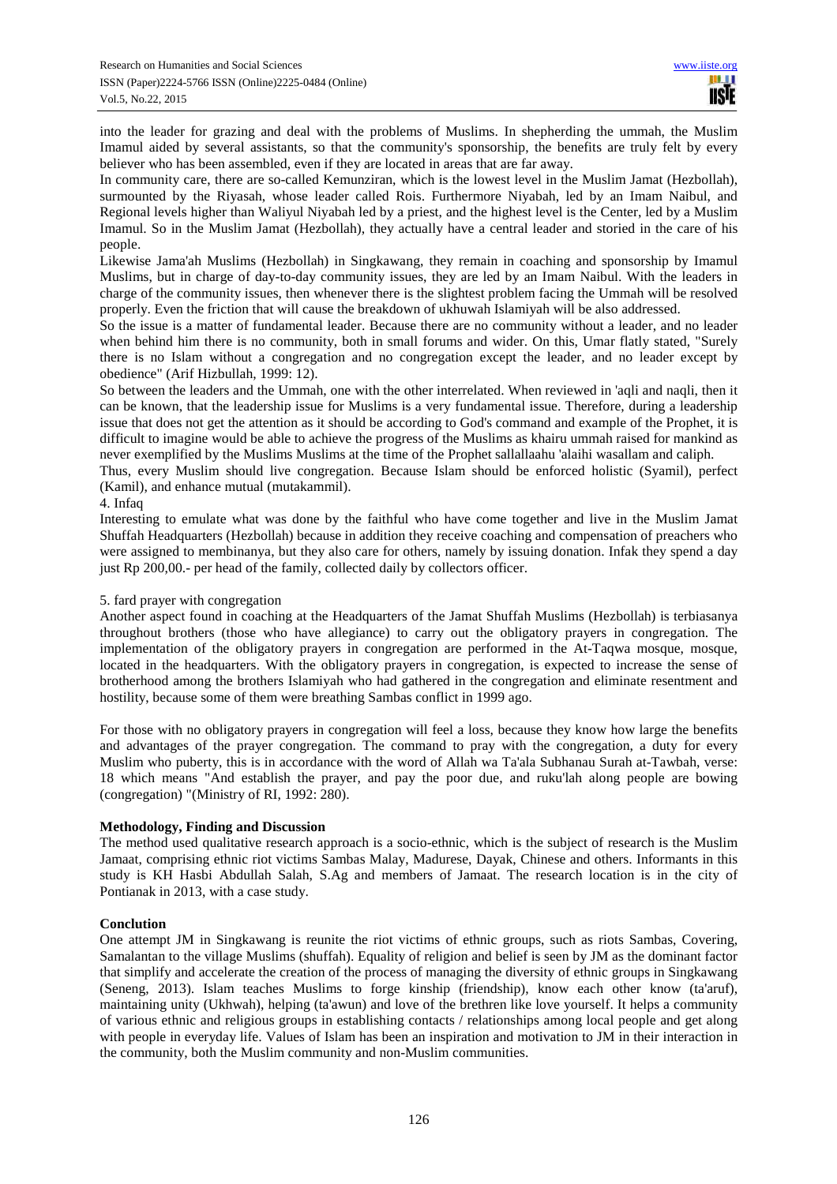into the leader for grazing and deal with the problems of Muslims. In shepherding the ummah, the Muslim Imamul aided by several assistants, so that the community's sponsorship, the benefits are truly felt by every believer who has been assembled, even if they are located in areas that are far away.

In community care, there are so-called Kemunziran, which is the lowest level in the Muslim Jamat (Hezbollah), surmounted by the Riyasah, whose leader called Rois. Furthermore Niyabah, led by an Imam Naibul, and Regional levels higher than Waliyul Niyabah led by a priest, and the highest level is the Center, led by a Muslim Imamul. So in the Muslim Jamat (Hezbollah), they actually have a central leader and storied in the care of his people.

Likewise Jama'ah Muslims (Hezbollah) in Singkawang, they remain in coaching and sponsorship by Imamul Muslims, but in charge of day-to-day community issues, they are led by an Imam Naibul. With the leaders in charge of the community issues, then whenever there is the slightest problem facing the Ummah will be resolved properly. Even the friction that will cause the breakdown of ukhuwah Islamiyah will be also addressed.

So the issue is a matter of fundamental leader. Because there are no community without a leader, and no leader when behind him there is no community, both in small forums and wider. On this, Umar flatly stated, "Surely there is no Islam without a congregation and no congregation except the leader, and no leader except by obedience" (Arif Hizbullah, 1999: 12).

So between the leaders and the Ummah, one with the other interrelated. When reviewed in 'aqli and naqli, then it can be known, that the leadership issue for Muslims is a very fundamental issue. Therefore, during a leadership issue that does not get the attention as it should be according to God's command and example of the Prophet, it is difficult to imagine would be able to achieve the progress of the Muslims as khairu ummah raised for mankind as never exemplified by the Muslims Muslims at the time of the Prophet sallallaahu 'alaihi wasallam and caliph.

Thus, every Muslim should live congregation. Because Islam should be enforced holistic (Syamil), perfect (Kamil), and enhance mutual (mutakammil).

4. Infaq

Interesting to emulate what was done by the faithful who have come together and live in the Muslim Jamat Shuffah Headquarters (Hezbollah) because in addition they receive coaching and compensation of preachers who were assigned to membinanya, but they also care for others, namely by issuing donation. Infak they spend a day just Rp 200,00.- per head of the family, collected daily by collectors officer.

5. fard prayer with congregation

Another aspect found in coaching at the Headquarters of the Jamat Shuffah Muslims (Hezbollah) is terbiasanya throughout brothers (those who have allegiance) to carry out the obligatory prayers in congregation. The implementation of the obligatory prayers in congregation are performed in the At-Taqwa mosque, mosque, located in the headquarters. With the obligatory prayers in congregation, is expected to increase the sense of brotherhood among the brothers Islamiyah who had gathered in the congregation and eliminate resentment and hostility, because some of them were breathing Sambas conflict in 1999 ago.

For those with no obligatory prayers in congregation will feel a loss, because they know how large the benefits and advantages of the prayer congregation. The command to pray with the congregation, a duty for every Muslim who puberty, this is in accordance with the word of Allah wa Ta'ala Subhanau Surah at-Tawbah, verse: 18 which means "And establish the prayer, and pay the poor due, and ruku'lah along people are bowing (congregation) "(Ministry of RI, 1992: 280).

**Methodology, Finding and Discussion**

The method used qualitative research approach is a socio-ethnic, which is the subject of research is the Muslim Jamaat, comprising ethnic riot victims Sambas Malay, Madurese, Dayak, Chinese and others. Informants in this study is KH Hasbi Abdullah Salah, S.Ag and members of Jamaat. The research location is in the city of Pontianak in 2013, with a case study.

**Conclution**

One attempt JM in Singkawang is reunite the riot victims of ethnic groups, such as riots Sambas, Covering, Samalantan to the village Muslims (shuffah). Equality of religion and belief is seen by JM as the dominant factor that simplify and accelerate the creation of the process of managing the diversity of ethnic groups in Singkawang (Seneng, 2013). Islam teaches Muslims to forge kinship (friendship), know each other know (ta'aruf), maintaining unity (Ukhwah), helping (ta'awun) and love of the brethren like love yourself. It helps a community of various ethnic and religious groups in establishing contacts / relationships among local people and get along with people in everyday life. Values of Islam has been an inspiration and motivation to JM in their interaction in the community, both the Muslim community and non-Muslim communities.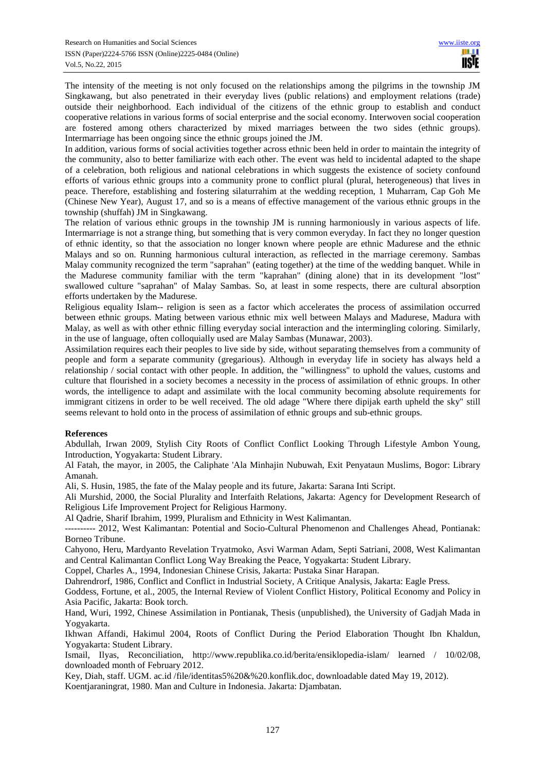The intensity of the meeting is not only focused on the relationships among the pilgrims in the township JM Singkawang, but also penetrated in their everyday lives (public relations) and employment relations (trade) outside their neighborhood. Each individual of the citizens of the ethnic group to establish and conduct cooperative relations in various forms of social enterprise and the social economy. Interwoven social cooperation are fostered among others characterized by mixed marriages between the two sides (ethnic groups). Intermarriage has been ongoing since the ethnic groups joined the JM.

In addition, various forms of social activities together across ethnic been held in order to maintain the integrity of the community, also to better familiarize with each other. The event was held to incidental adapted to the shape of a celebration, both religious and national celebrations in which suggests the existence of society confound efforts of various ethnic groups into a community prone to conflict plural (plural, heterogeneous) that lives in peace. Therefore, establishing and fostering silaturrahim at the wedding reception, 1 Muharram, Cap Goh Me (Chinese New Year), August 17, and so is a means of effective management of the various ethnic groups in the township (shuffah) JM in Singkawang.

The relation of various ethnic groups in the township JM is running harmoniously in various aspects of life. Intermarriage is not a strange thing, but something that is very common everyday. In fact they no longer question of ethnic identity, so that the association no longer known where people are ethnic Madurese and the ethnic Malays and so on. Running harmonious cultural interaction, as reflected in the marriage ceremony. Sambas Malay community recognized the term "saprahan" (eating together) at the time of the wedding banquet. While in the Madurese community familiar with the term "kaprahan" (dining alone) that in its development "lost" swallowed culture "saprahan" of Malay Sambas. So, at least in some respects, there are cultural absorption efforts undertaken by the Madurese.

Religious equality Islam-- religion is seen as a factor which accelerates the process of assimilation occurred between ethnic groups. Mating between various ethnic mix well between Malays and Madurese, Madura with Malay, as well as with other ethnic filling everyday social interaction and the intermingling coloring. Similarly, in the use of language, often colloquially used are Malay Sambas (Munawar, 2003).

Assimilation requires each their peoples to live side by side, without separating themselves from a community of people and form a separate community (gregarious). Although in everyday life in society has always held a relationship / social contact with other people. In addition, the "willingness" to uphold the values, customs and culture that flourished in a society becomes a necessity in the process of assimilation of ethnic groups. In other words, the intelligence to adapt and assimilate with the local community becoming absolute requirements for immigrant citizens in order to be well received. The old adage "Where there dipijak earth upheld the sky" still seems relevant to hold onto in the process of assimilation of ethnic groups and sub-ethnic groups.

**References**

Abdullah, Irwan 2009, Stylish City Roots of Conflict Conflict Looking Through Lifestyle Ambon Young, Introduction, Yogyakarta: Student Library.

Al Fatah, the mayor, in 2005, the Caliphate 'Ala Minhajin Nubuwah, Exit Penyataun Muslims, Bogor: Library Amanah.

Ali, S. Husin, 1985, the fate of the Malay people and its future, Jakarta: Sarana Inti Script.

Ali Murshid, 2000, the Social Plurality and Interfaith Relations, Jakarta: Agency for Development Research of Religious Life Improvement Project for Religious Harmony.

Al Qadrie, Sharif Ibrahim, 1999, Pluralism and Ethnicity in West Kalimantan.

---------- 2012, West Kalimantan: Potential and Socio-Cultural Phenomenon and Challenges Ahead, Pontianak: Borneo Tribune.

Cahyono, Heru, Mardyanto Revelation Tryatmoko, Asvi Warman Adam, Septi Satriani, 2008, West Kalimantan and Central Kalimantan Conflict Long Way Breaking the Peace, Yogyakarta: Student Library.

Coppel, Charles A., 1994, Indonesian Chinese Crisis, Jakarta: Pustaka Sinar Harapan.

Dahrendrorf, 1986, Conflict and Conflict in Industrial Society, A Critique Analysis, Jakarta: Eagle Press.

Goddess, Fortune, et al., 2005, the Internal Review of Violent Conflict History, Political Economy and Policy in Asia Pacific, Jakarta: Book torch.

Hand, Wuri, 1992, Chinese Assimilation in Pontianak, Thesis (unpublished), the University of Gadjah Mada in Yogyakarta.

Ikhwan Affandi, Hakimul 2004, Roots of Conflict During the Period Elaboration Thought Ibn Khaldun, Yogyakarta: Student Library.

Ismail, Ilyas, Reconciliation, http://www.republika.co.id/berita/ensiklopedia-islam/ learned / 10/02/08, downloaded month of February 2012.

Key, Diah, staff. UGM. ac.id /file/identitas5%20&%20.konflik.doc, downloadable dated May 19, 2012).

Koentjaraningrat, 1980. Man and Culture in Indonesia. Jakarta: Djambatan.